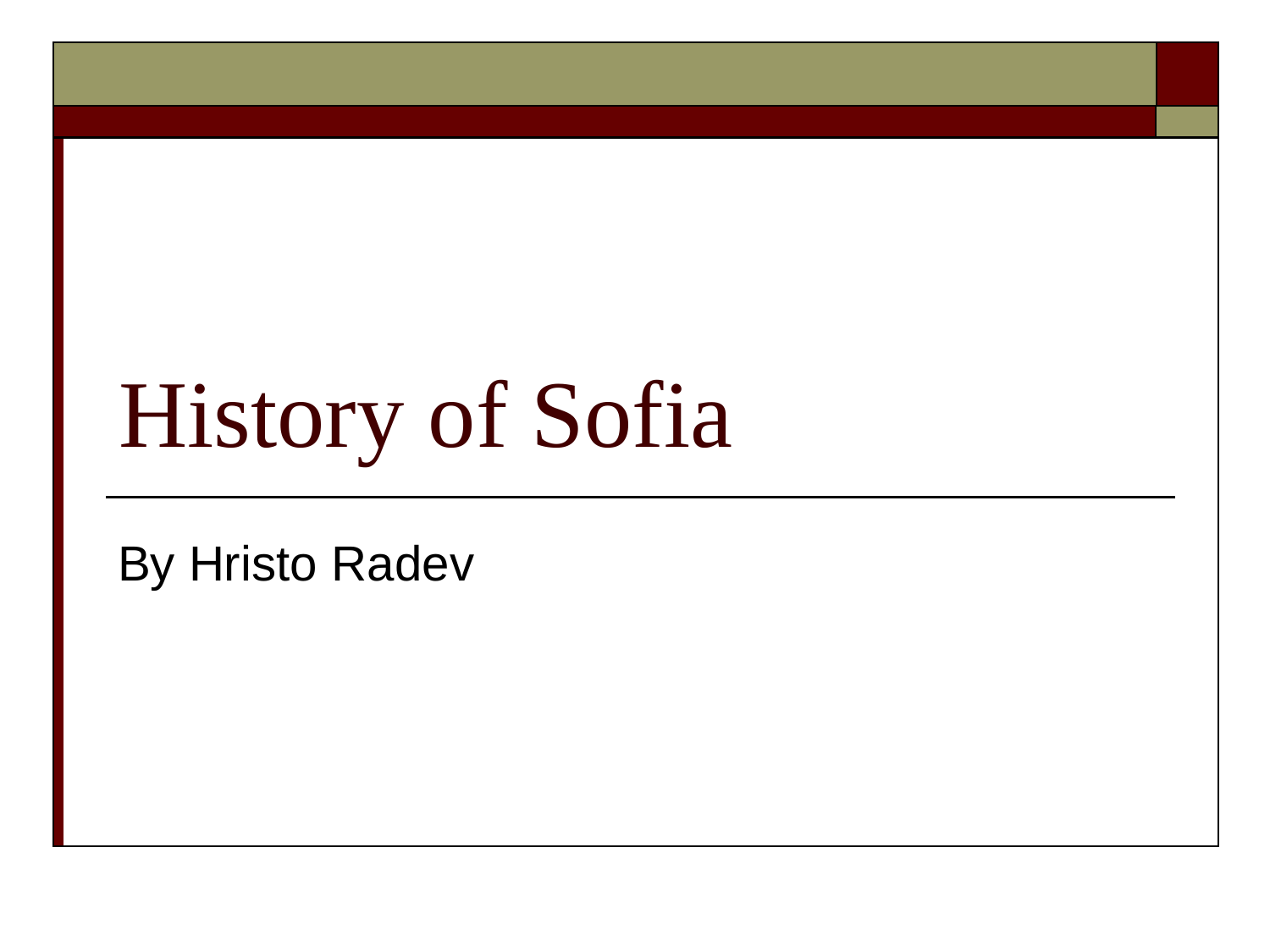# History of Sofia

By Hristo Radev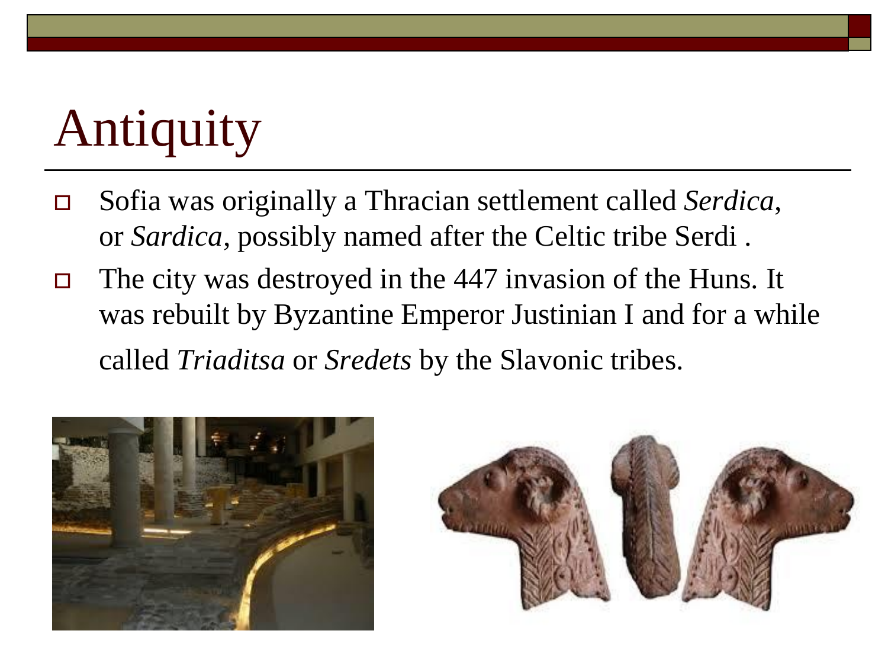# Antiquity

- Sofia was originally a Thracian settlement called *Serdica*, or *Sardica*, possibly named after the Celtic tribe Serdi .
- The city was destroyed in the 447 invasion of the Huns. It was rebuilt by Byzantine Emperor Justinian I and for a while called *Triaditsa* or *Sredets* by the Slavonic tribes.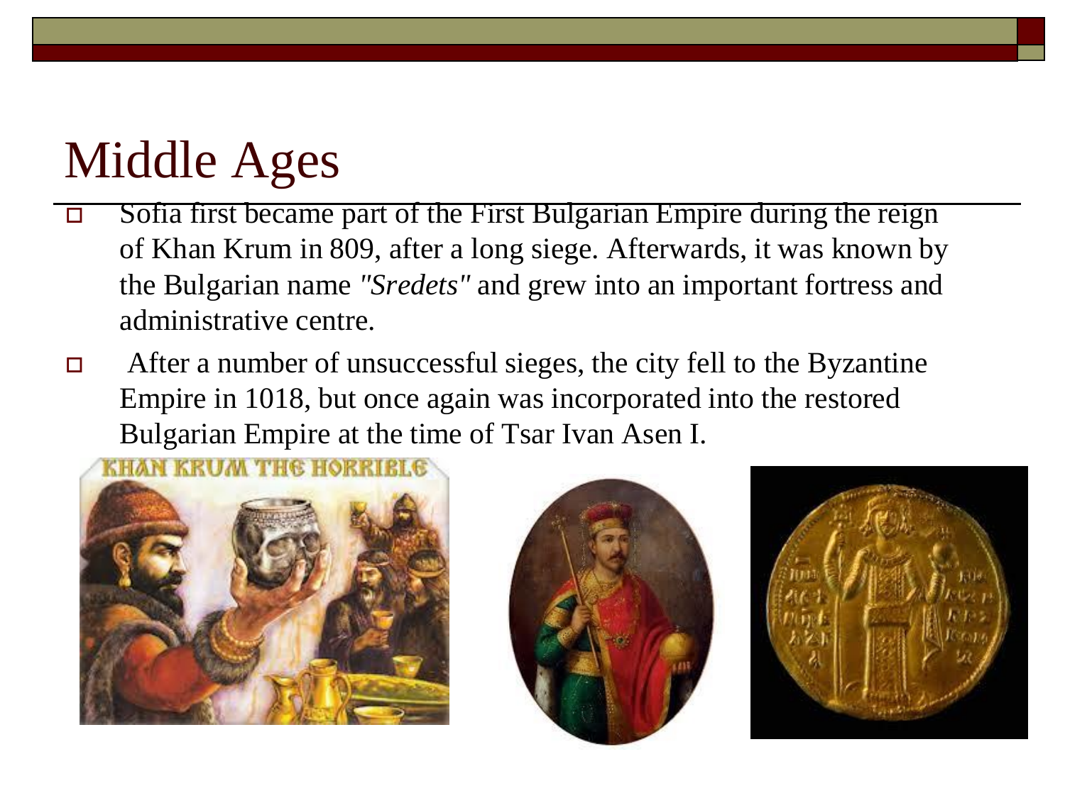# Middle Ages

- Sofia first became part of the First Bulgarian Empire during the reign of Khan Krum in 809, after a long siege. Afterwards, it was known by the Bulgarian name *"Sredets"* and grew into an important fortress and administrative centre.
- After a number of unsuccessful sieges, the city fell to the Byzantine Empire in 1018, but once again was incorporated into the restored Bulgarian Empire at the time of Tsar Ivan Asen I.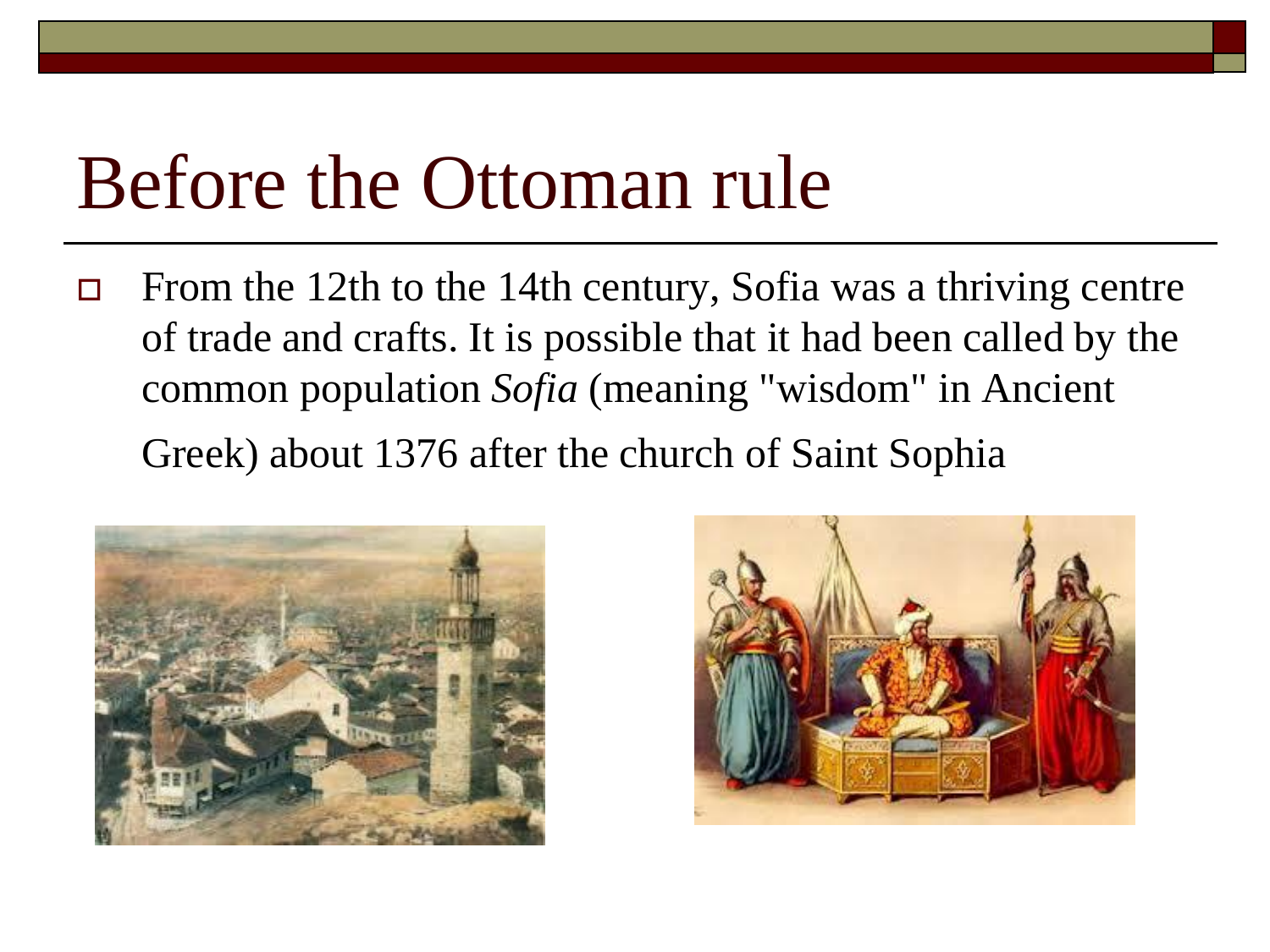# Before the Ottoman rule

- From the 12th to the 14th century, Sofia was a thriving centre of trade and crafts. It is possible that it had been called by the common population *Sofia* (meaning "wisdom" in Ancient Greek) about 1376 after the church of Saint Sophia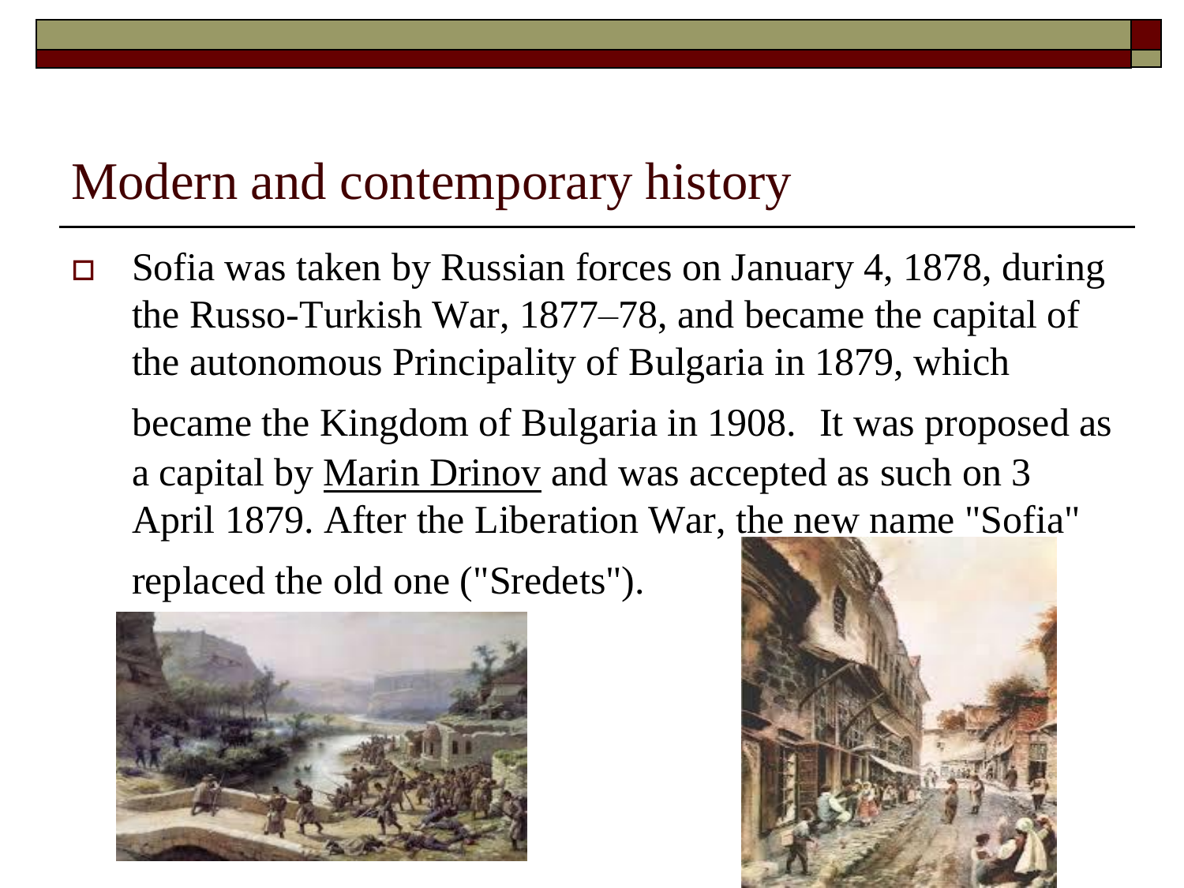# Modern and contemporary history

- Sofia was taken by Russian forces on January 4, 1878, during the Russo-Turkish War, 1877–78, and became the capital of the autonomous Principality of Bulgaria in 1879, which became the Kingdom of Bulgaria in 1908. It was proposed as a capital by Marin Drinov and was accepted as such on 3 April 1879. After the Liberation War, the new name "Sofia" replaced the old one ("Sredets").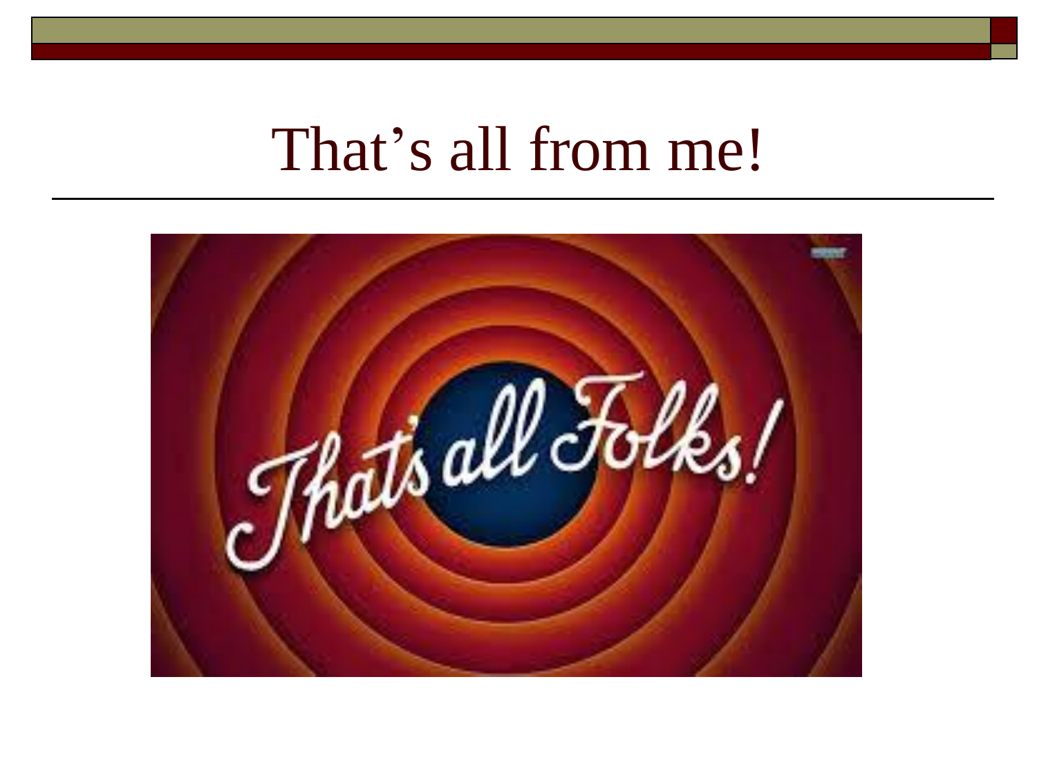# That's all from me!

That's all Folks!